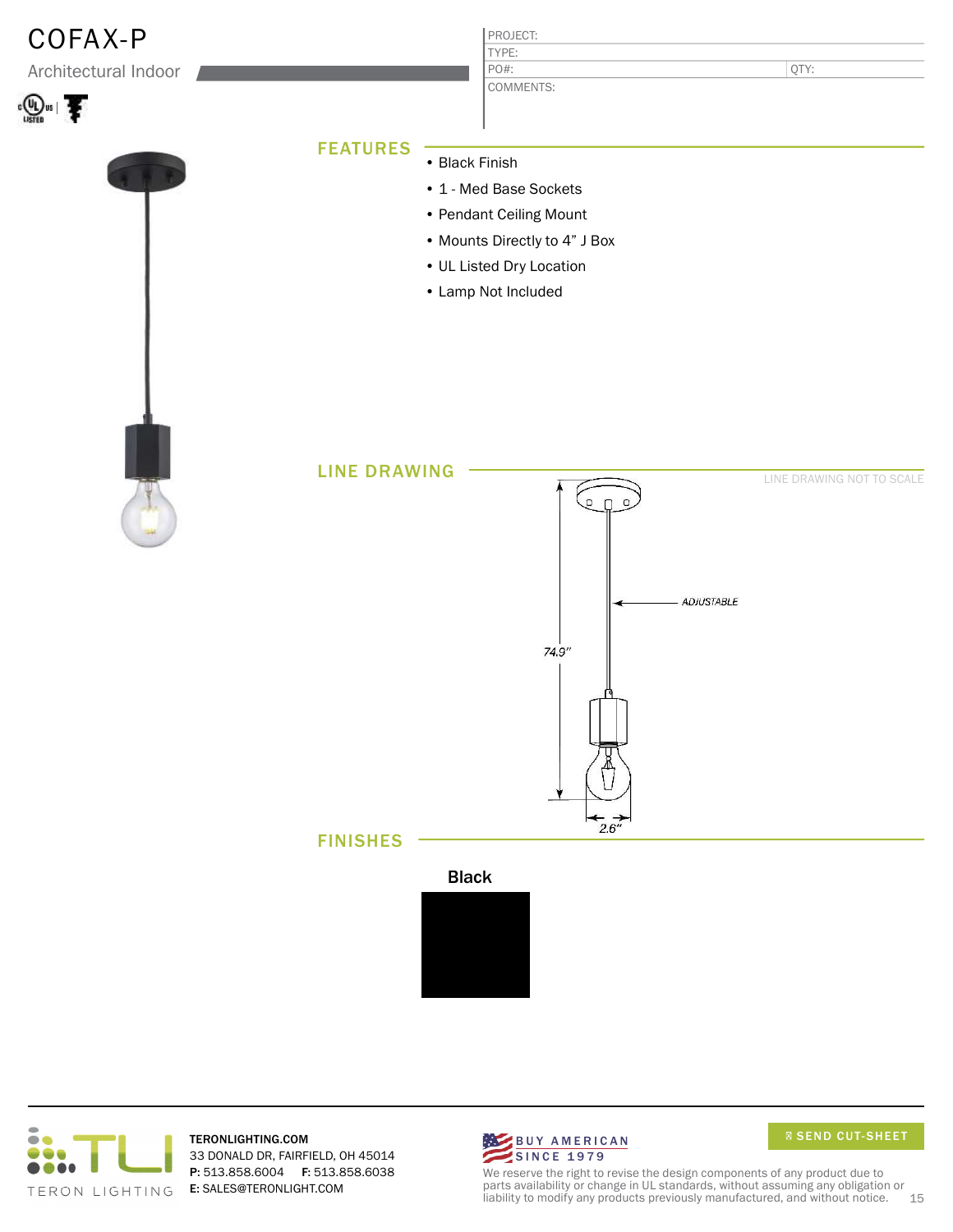# COFAX-P

Architectural Indoor

PROJECT:
TYPE:
PO#: QTY:
COMMENTS:

## FEATURES

- Black Finish
- 1 - Med Base Sockets
- Pendant Ceiling Mount
- Mounts Directly to 4" J Box
- UL Listed Dry Location
- Lamp Not Included

## LINE DRAWING

LINE DRAWING NOT TO SCALE

ADJUSTABLE

74.9"

2.6"

## FINISHES

Black

TERONLIGHTING.COM
33 DONALD DR, FAIRFIELD, OH 45014
**P:** 513.858.6004 **F:** 513.858.6038
**E:** SALES@TERONLIGHT.COM

BUY AMERICAN SINCE 1979

SEND CUT-SHEET

We reserve the right to revise the design components of any product due to parts availability or change in UL standards, without assuming any obligation or liability to modify any products previously manufactured, and without notice.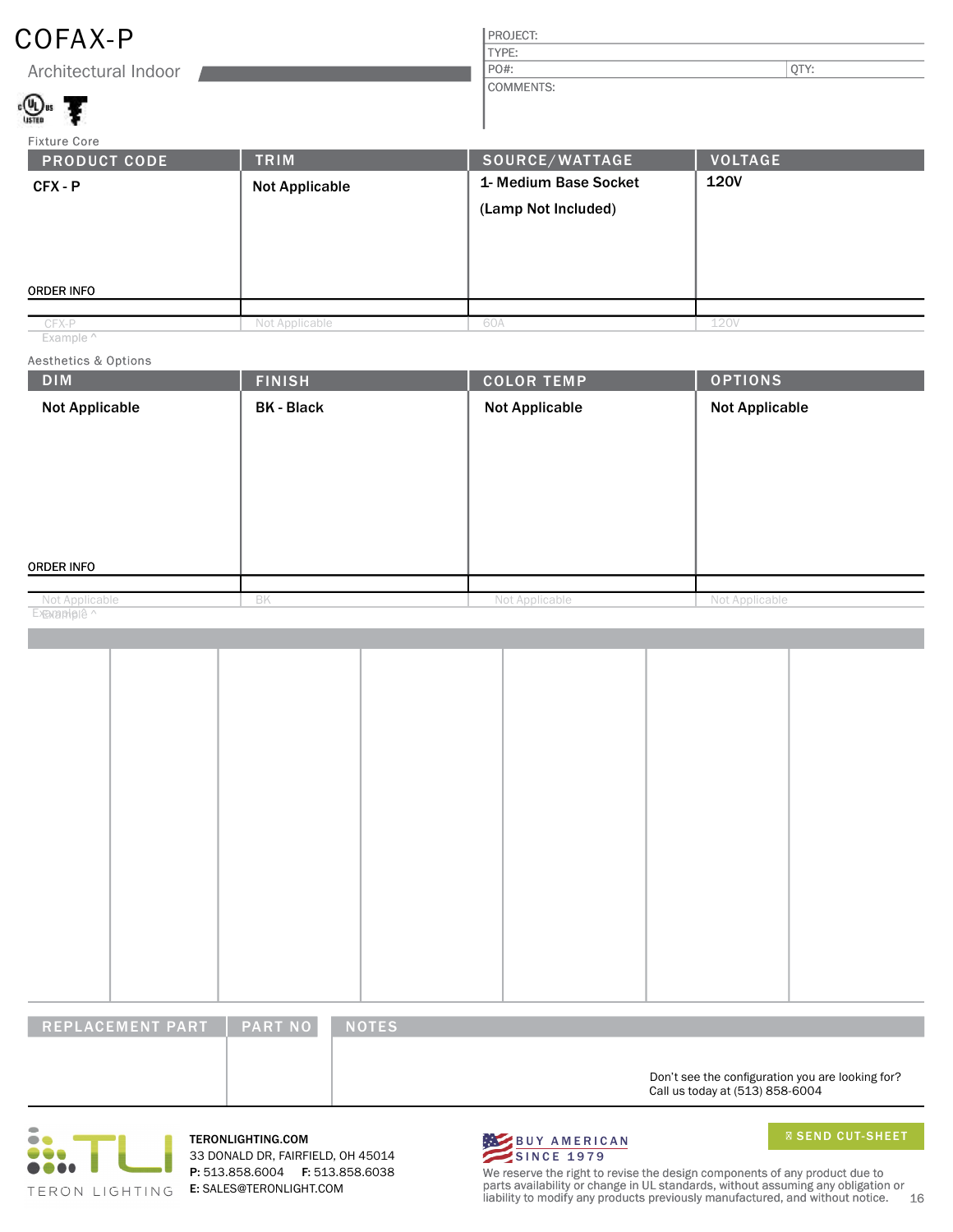# COFAX-P

Architectural Indoor

| PROJECT: | |
|---|---|
| TYPE: | |
| PO#: | QTY: |
| COMMENTS: | |

Fixture Core

| PRODUCT CODE | TRIM | SOURCE/WATTAGE | VOLTAGE |
|---|---|---|---|
| CFX - P | Not Applicable | 1- Medium Base Socket<br>(Lamp Not Included) | 120V |
| ORDER INFO | | | |
| CFX-P | Not Applicable | 60A | 120V |

Example ^

Aesthetics & Options

| DIM | FINISH | COLOR TEMP | OPTIONS |
|---|---|---|---|
| Not Applicable | BK - Black | Not Applicable | Not Applicable |
| ORDER INFO | | | |
| Not Applicable | BK | Not Applicable | Not Applicable |

Example ^

| REPLACEMENT PART | PART NO | NOTES |
|---|---|---|
| | | |

Don't see the configuration you are looking for?
Call us today at (513) 858-6004

TERON LIGHTING

TERONLIGHTING.COM
33 DONALD DR, FAIRFIELD, OH 45014
**P:** 513.858.6004 **F:** 513.858.6038
**E:** SALES@TERONLIGHT.COM

BUY AMERICAN SINCE 1979

SEND CUT-SHEET

We reserve the right to revise the design components of any product due to parts availability or change in UL standards, without assuming any obligation or liability to modify any products previously manufactured, and without notice.